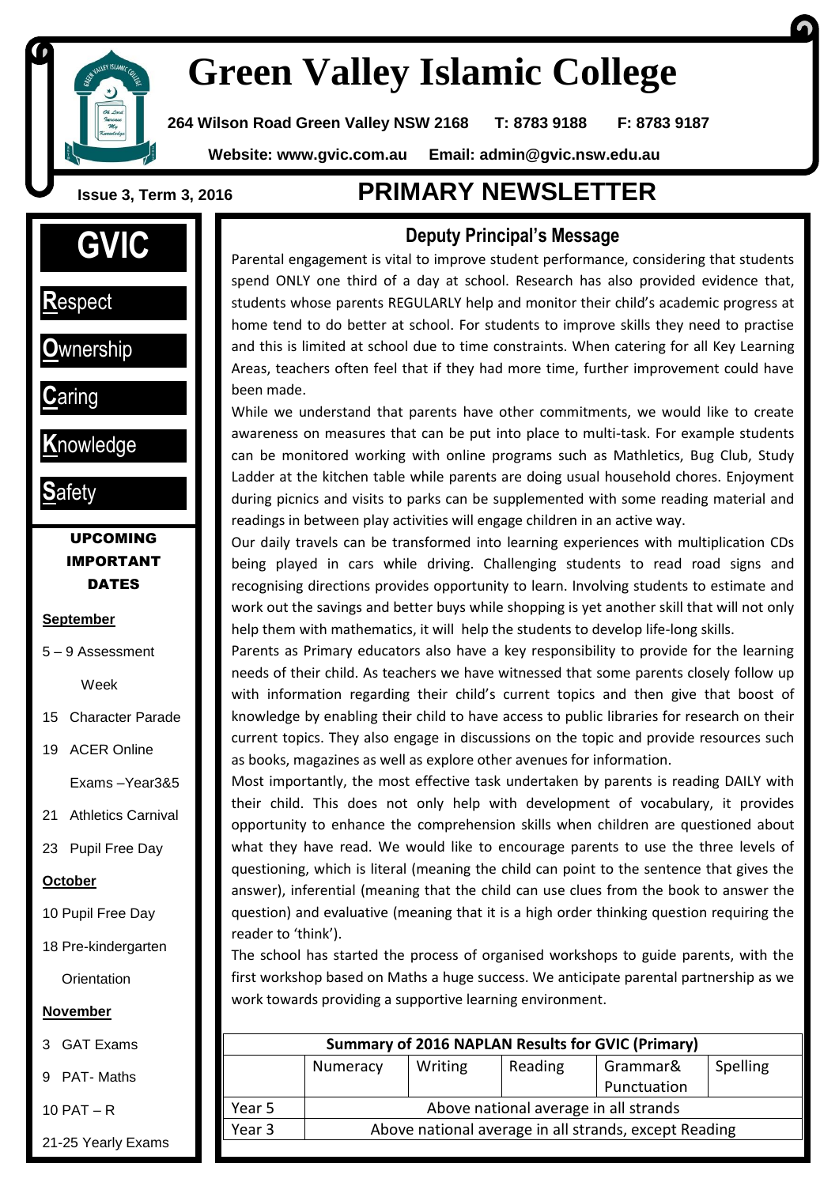# Green Valley Islamic College

**264 Wilson Road Green Valley NSW 2168 T: 8783 9188 F: 8783 9187**

**Website: www.gvic.com.au Email: admin@gvic.nsw.edu.au**

**Issue 3, Term 3, 2016**

# PRIMARY NEWSLETTER

## GVIC

**R**espect

**O**wnership

**C**aring

**K**nowledge

**S**afety

### UPCOMING IMPORTANT DATES

**September**

- 5 – 9 Assessment Week
- 15 Character Parade
- 19 ACER Online Exams –Year3&5
- 21 Athletics Carnival
- 23 Pupil Free Day

**October**

- 10 Pupil Free Day
- 18 Pre-kindergarten Orientation

**November**

- 3 GAT Exams
- 9 PAT- Maths
- 10 PAT – R
- 21-25 Yearly Exams

## Deputy Principal's Message

Parental engagement is vital to improve student performance, considering that students spend ONLY one third of a day at school. Research has also provided evidence that, students whose parents REGULARLY help and monitor their child's academic progress at home tend to do better at school. For students to improve skills they need to practise and this is limited at school due to time constraints. When catering for all Key Learning Areas, teachers often feel that if they had more time, further improvement could have been made.

While we understand that parents have other commitments, we would like to create awareness on measures that can be put into place to multi-task. For example students can be monitored working with online programs such as Mathletics, Bug Club, Study Ladder at the kitchen table while parents are doing usual household chores. Enjoyment during picnics and visits to parks can be supplemented with some reading material and readings in between play activities will engage children in an active way.

Our daily travels can be transformed into learning experiences with multiplication CDs being played in cars while driving. Challenging students to read road signs and recognising directions provides opportunity to learn. Involving students to estimate and work out the savings and better buys while shopping is yet another skill that will not only help them with mathematics, it will help the students to develop life-long skills.

Parents as Primary educators also have a key responsibility to provide for the learning needs of their child. As teachers we have witnessed that some parents closely follow up with information regarding their child's current topics and then give that boost of knowledge by enabling their child to have access to public libraries for research on their current topics. They also engage in discussions on the topic and provide resources such as books, magazines as well as explore other avenues for information.

Most importantly, the most effective task undertaken by parents is reading DAILY with their child. This does not only help with development of vocabulary, it provides opportunity to enhance the comprehension skills when children are questioned about what they have read. We would like to encourage parents to use the three levels of questioning, which is literal (meaning the child can point to the sentence that gives the answer), inferential (meaning that the child can use clues from the book to answer the question) and evaluative (meaning that it is a high order thinking question requiring the reader to 'think').

The school has started the process of organised workshops to guide parents, with the first workshop based on Maths a huge success. We anticipate parental partnership as we work towards providing a supportive learning environment.

**Summary of 2016 NAPLAN Results for GVIC (Primary)**

| | Numeracy | Writing | Reading | Grammar& Punctuation | Spelling |
|---|---|---|---|---|---|
| Year 5 | Above national average in all strands | | | | |
| Year 3 | Above national average in all strands, except Reading | | | | |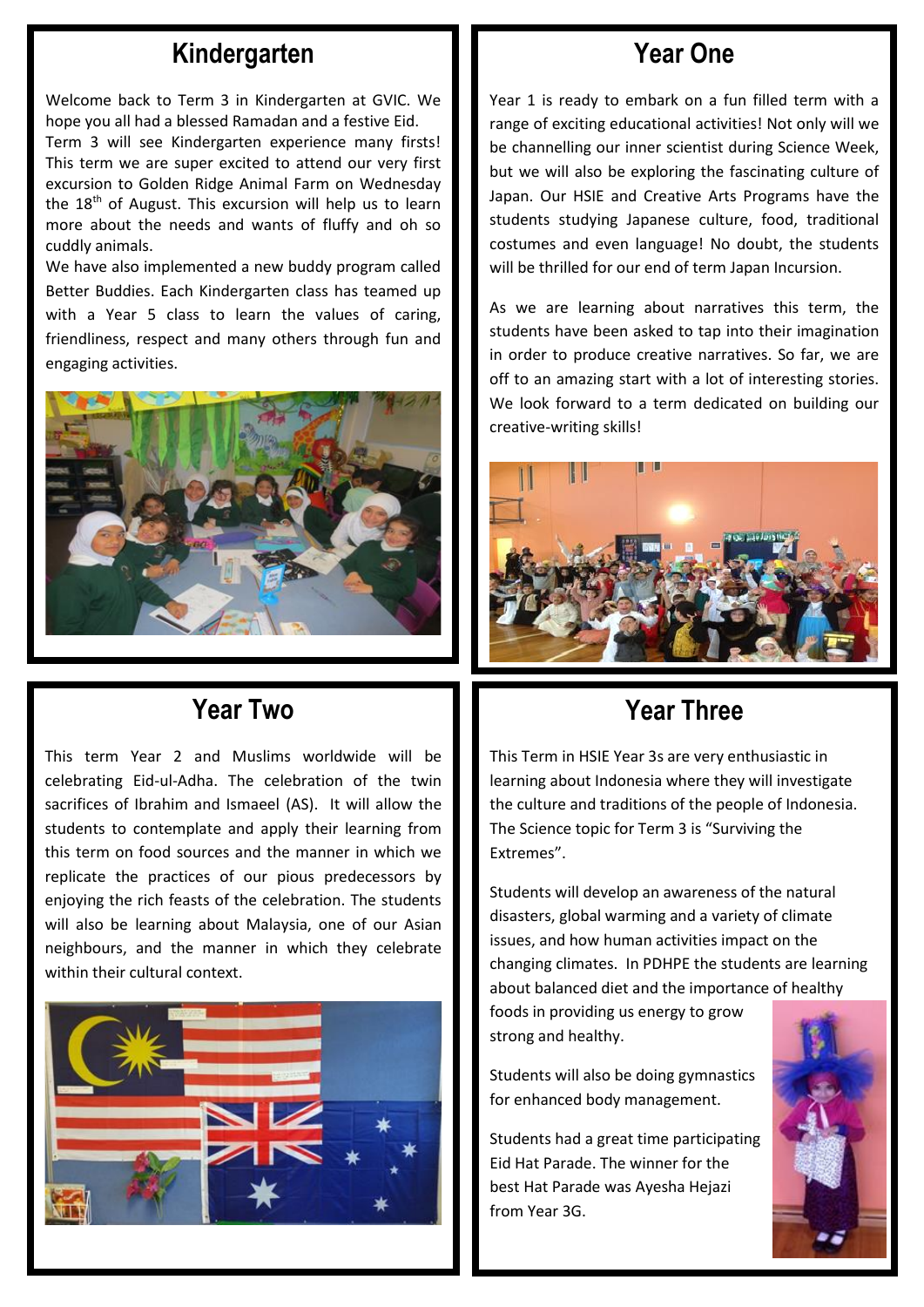## Kindergarten

Welcome back to Term 3 in Kindergarten at GVIC. We hope you all had a blessed Ramadan and a festive Eid.

Term 3 will see Kindergarten experience many firsts! This term we are super excited to attend our very first excursion to Golden Ridge Animal Farm on Wednesday the 18th of August. This excursion will help us to learn more about the needs and wants of fluffy and oh so cuddly animals.

We have also implemented a new buddy program called Better Buddies. Each Kindergarten class has teamed up with a Year 5 class to learn the values of caring, friendliness, respect and many others through fun and engaging activities.

## Year One

Year 1 is ready to embark on a fun filled term with a range of exciting educational activities! Not only will we be channelling our inner scientist during Science Week, but we will also be exploring the fascinating culture of Japan. Our HSIE and Creative Arts Programs have the students studying Japanese culture, food, traditional costumes and even language! No doubt, the students will be thrilled for our end of term Japan Incursion.

As we are learning about narratives this term, the students have been asked to tap into their imagination in order to produce creative narratives. So far, we are off to an amazing start with a lot of interesting stories. We look forward to a term dedicated on building our creative-writing skills!

## Year Two

This term Year 2 and Muslims worldwide will be celebrating Eid-ul-Adha. The celebration of the twin sacrifices of Ibrahim and Ismaeel (AS). It will allow the students to contemplate and apply their learning from this term on food sources and the manner in which we replicate the practices of our pious predecessors by enjoying the rich feasts of the celebration. The students will also be learning about Malaysia, one of our Asian neighbours, and the manner in which they celebrate within their cultural context.

## Year Three

This Term in HSIE Year 3s are very enthusiastic in learning about Indonesia where they will investigate the culture and traditions of the people of Indonesia. The Science topic for Term 3 is "Surviving the Extremes".

Students will develop an awareness of the natural disasters, global warming and a variety of climate issues, and how human activities impact on the changing climates. In PDHPE the students are learning about balanced diet and the importance of healthy foods in providing us energy to grow strong and healthy.

Students will also be doing gymnastics for enhanced body management.

Students had a great time participating Eid Hat Parade. The winner for the best Hat Parade was Ayesha Hejazi from Year 3G.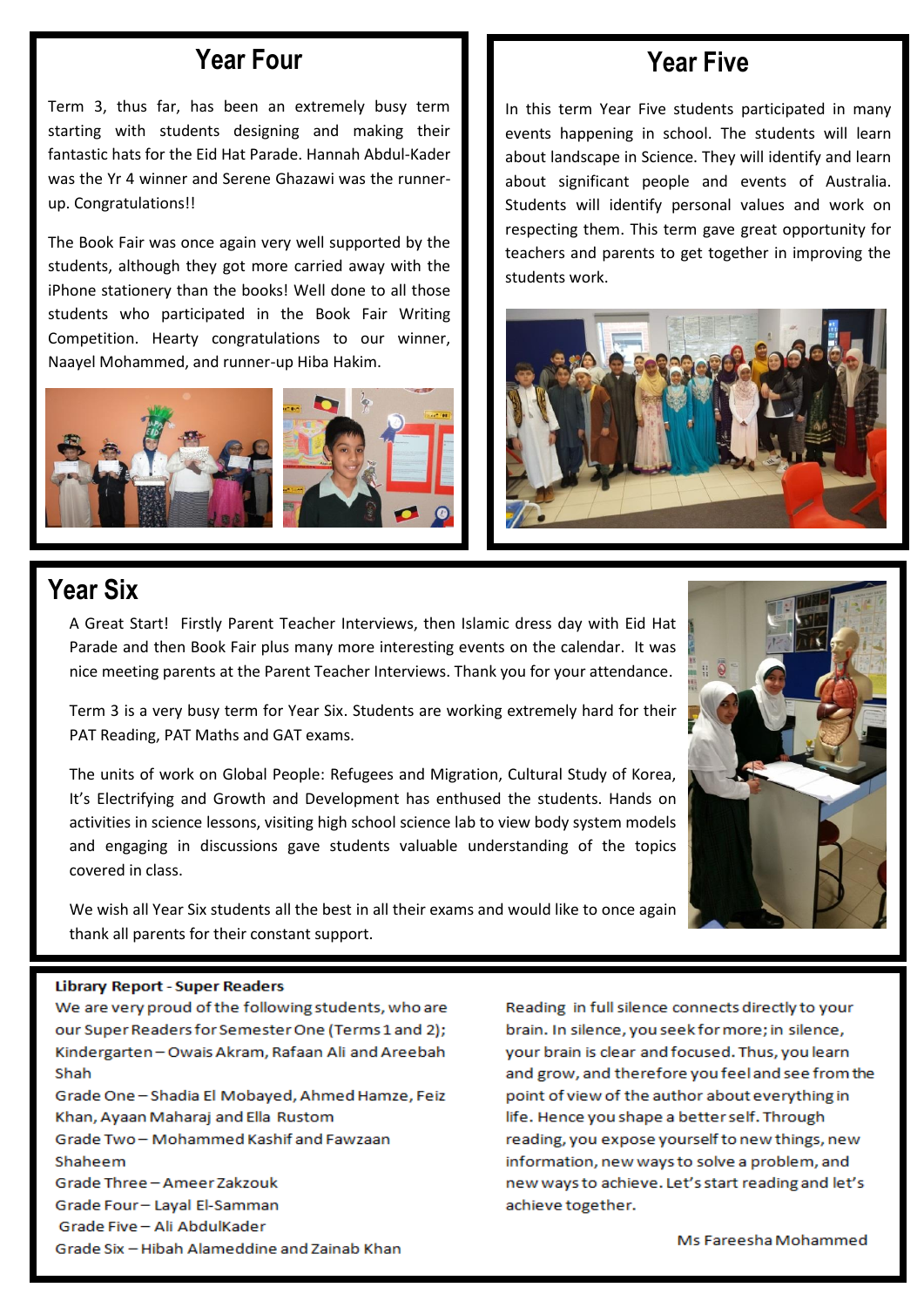## Year Four

Term 3, thus far, has been an extremely busy term starting with students designing and making their fantastic hats for the Eid Hat Parade. Hannah Abdul-Kader was the Yr 4 winner and Serene Ghazawi was the runner-up. Congratulations!!

The Book Fair was once again very well supported by the students, although they got more carried away with the iPhone stationery than the books! Well done to all those students who participated in the Book Fair Writing Competition. Hearty congratulations to our winner, Naayel Mohammed, and runner-up Hiba Hakim.

## Year Five

In this term Year Five students participated in many events happening in school. The students will learn about landscape in Science. They will identify and learn about significant people and events of Australia. Students will identify personal values and work on respecting them. This term gave great opportunity for teachers and parents to get together in improving the students work.

## Year Six

A Great Start! Firstly Parent Teacher Interviews, then Islamic dress day with Eid Hat Parade and then Book Fair plus many more interesting events on the calendar. It was nice meeting parents at the Parent Teacher Interviews. Thank you for your attendance.

Term 3 is a very busy term for Year Six. Students are working extremely hard for their PAT Reading, PAT Maths and GAT exams.

The units of work on Global People: Refugees and Migration, Cultural Study of Korea, It's Electrifying and Growth and Development has enthused the students. Hands on activities in science lessons, visiting high school science lab to view body system models and engaging in discussions gave students valuable understanding of the topics covered in class.

We wish all Year Six students all the best in all their exams and would like to once again thank all parents for their constant support.

**Library Report - Super Readers**

We are very proud of the following students, who are our Super Readers for Semester One (Terms 1 and 2);

Kindergarten – Owais Akram, Rafaan Ali and Areebah Shah
Grade One – Shadia El Mobayed, Ahmed Hamze, Feiz Khan, Ayaan Maharaj and Ella Rustom
Grade Two – Mohammed Kashif and Fawzaan Shaheem
Grade Three – Ameer Zakzouk
Grade Four – Layal El-Samman
Grade Five – Ali AbdulKader
Grade Six – Hibah Alameddine and Zainab Khan

Reading in full silence connects directly to your brain. In silence, you seek for more; in silence, your brain is clear and focused. Thus, you learn and grow, and therefore you feel and see from the point of view of the author about everything in life. Hence you shape a better self. Through reading, you expose yourself to new things, new information, new ways to solve a problem, and new ways to achieve. Let's start reading and let's achieve together.

Ms Fareesha Mohammed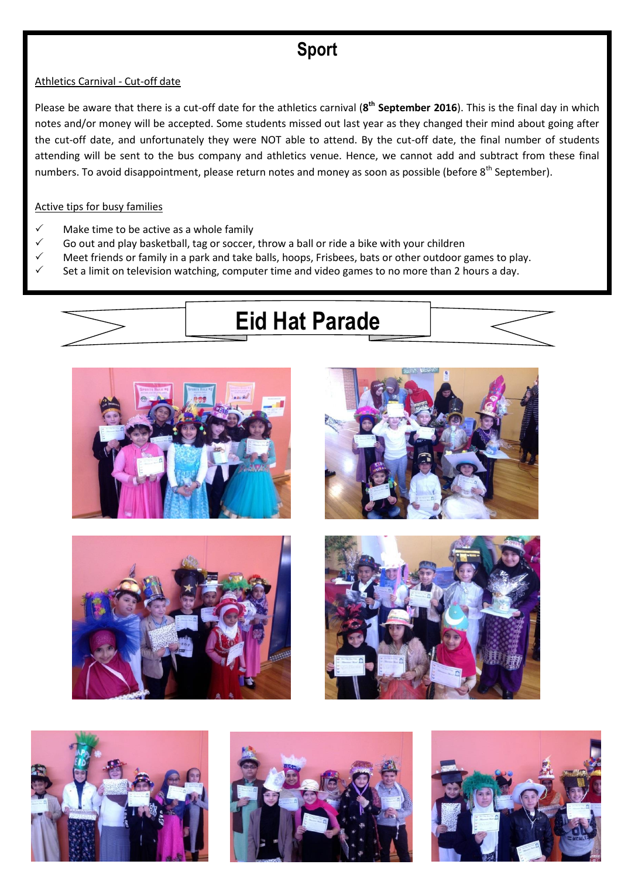# Sport

Athletics Carnival - Cut-off date

Please be aware that there is a cut-off date for the athletics carnival (**8th September 2016**). This is the final day in which notes and/or money will be accepted. Some students missed out last year as they changed their mind about going after the cut-off date, and unfortunately they were NOT able to attend. By the cut-off date, the final number of students attending will be sent to the bus company and athletics venue. Hence, we cannot add and subtract from these final numbers. To avoid disappointment, please return notes and money as soon as possible (before 8th September).

Active tips for busy families

- ✓ Make time to be active as a whole family
- ✓ Go out and play basketball, tag or soccer, throw a ball or ride a bike with your children
- ✓ Meet friends or family in a park and take balls, hoops, Frisbees, bats or other outdoor games to play.
- ✓ Set a limit on television watching, computer time and video games to no more than 2 hours a day.

# Eid Hat Parade